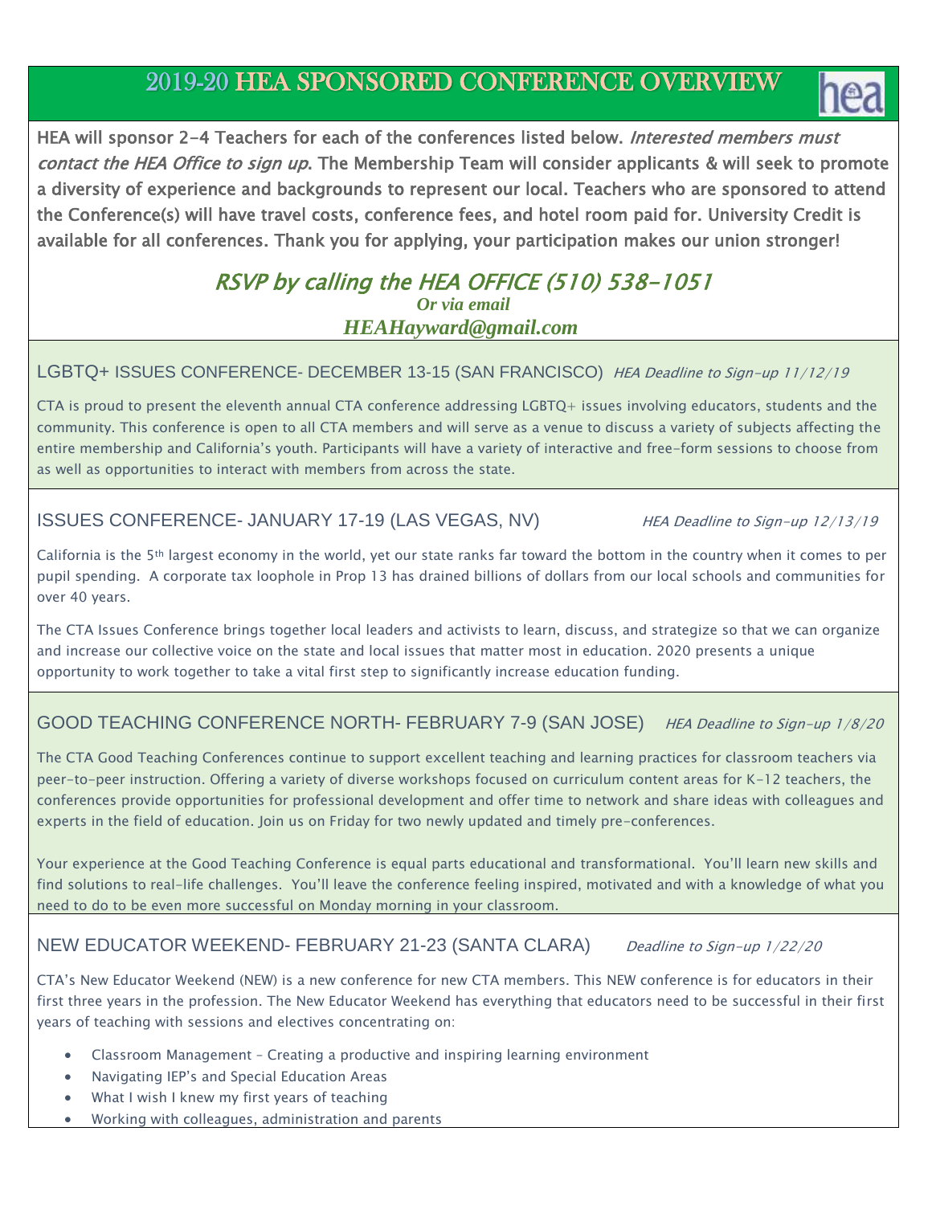# 2019-20 HEA SPONSORED CONFERENCE OVERVIEW

**HEA will sponsor 2-4 Teachers for each of the conferences listed below. *Interested members must contact the HEA Office to sign up*. The Membership Team will consider applicants & will seek to promote a diversity of experience and backgrounds to represent our local. Teachers who are sponsored to attend the Conference(s) will have travel costs, conference fees, and hotel room paid for. University Credit is available for all conferences. Thank you for applying, your participation makes our union stronger!**

*RSVP by calling the HEA OFFICE (510) 538-1051*

***Or via email***

***HEAHayward@gmail.com***

## LGBTQ+ ISSUES CONFERENCE- DECEMBER 13-15 (SAN FRANCISCO) *HEA Deadline to Sign-up 11/12/19*

CTA is proud to present the eleventh annual CTA conference addressing LGBTQ+ issues involving educators, students and the community. This conference is open to all CTA members and will serve as a venue to discuss a variety of subjects affecting the entire membership and California's youth. Participants will have a variety of interactive and free-form sessions to choose from as well as opportunities to interact with members from across the state.

## ISSUES CONFERENCE- JANUARY 17-19 (LAS VEGAS, NV) *HEA Deadline to Sign-up 12/13/19*

California is the 5th largest economy in the world, yet our state ranks far toward the bottom in the country when it comes to per pupil spending. A corporate tax loophole in Prop 13 has drained billions of dollars from our local schools and communities for over 40 years.

The CTA Issues Conference brings together local leaders and activists to learn, discuss, and strategize so that we can organize and increase our collective voice on the state and local issues that matter most in education. 2020 presents a unique opportunity to work together to take a vital first step to significantly increase education funding.

## GOOD TEACHING CONFERENCE NORTH- FEBRUARY 7-9 (SAN JOSE) *HEA Deadline to Sign-up 1/8/20*

The CTA Good Teaching Conferences continue to support excellent teaching and learning practices for classroom teachers via peer-to-peer instruction. Offering a variety of diverse workshops focused on curriculum content areas for K-12 teachers, the conferences provide opportunities for professional development and offer time to network and share ideas with colleagues and experts in the field of education. Join us on Friday for two newly updated and timely pre-conferences.

Your experience at the Good Teaching Conference is equal parts educational and transformational. You'll learn new skills and find solutions to real-life challenges. You'll leave the conference feeling inspired, motivated and with a knowledge of what you need to do to be even more successful on Monday morning in your classroom.

## NEW EDUCATOR WEEKEND- FEBRUARY 21-23 (SANTA CLARA) *Deadline to Sign-up 1/22/20*

CTA's New Educator Weekend (NEW) is a new conference for new CTA members. This NEW conference is for educators in their first three years in the profession. The New Educator Weekend has everything that educators need to be successful in their first years of teaching with sessions and electives concentrating on:

- Classroom Management – Creating a productive and inspiring learning environment
- Navigating IEP's and Special Education Areas
- What I wish I knew my first years of teaching
- Working with colleagues, administration and parents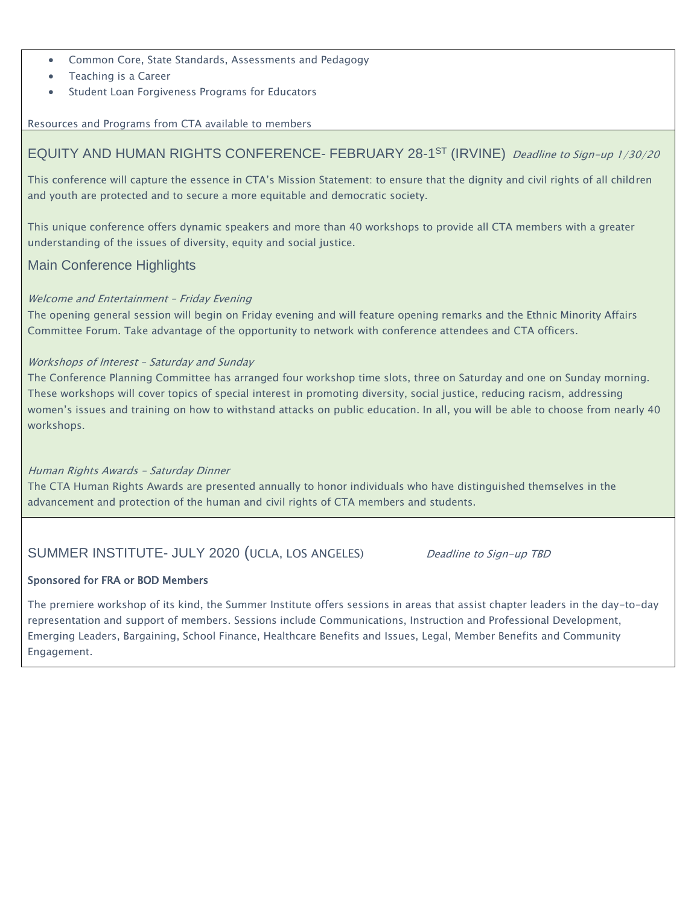- Common Core, State Standards, Assessments and Pedagogy
- Teaching is a Career
- Student Loan Forgiveness Programs for Educators

Resources and Programs from CTA available to members

## EQUITY AND HUMAN RIGHTS CONFERENCE- FEBRUARY 28-1ST (IRVINE) *Deadline to Sign-up 1/30/20*

This conference will capture the essence in CTA's Mission Statement: to ensure that the dignity and civil rights of all children and youth are protected and to secure a more equitable and democratic society.

This unique conference offers dynamic speakers and more than 40 workshops to provide all CTA members with a greater understanding of the issues of diversity, equity and social justice.

### Main Conference Highlights

*Welcome and Entertainment – Friday Evening*

The opening general session will begin on Friday evening and will feature opening remarks and the Ethnic Minority Affairs Committee Forum. Take advantage of the opportunity to network with conference attendees and CTA officers.

*Workshops of Interest – Saturday and Sunday*

The Conference Planning Committee has arranged four workshop time slots, three on Saturday and one on Sunday morning. These workshops will cover topics of special interest in promoting diversity, social justice, reducing racism, addressing women's issues and training on how to withstand attacks on public education. In all, you will be able to choose from nearly 40 workshops.

*Human Rights Awards – Saturday Dinner*

The CTA Human Rights Awards are presented annually to honor individuals who have distinguished themselves in the advancement and protection of the human and civil rights of CTA members and students.

## SUMMER INSTITUTE- JULY 2020 (UCLA, LOS ANGELES) *Deadline to Sign-up TBD*

**Sponsored for FRA or BOD Members**

The premiere workshop of its kind, the Summer Institute offers sessions in areas that assist chapter leaders in the day-to-day representation and support of members. Sessions include Communications, Instruction and Professional Development, Emerging Leaders, Bargaining, School Finance, Healthcare Benefits and Issues, Legal, Member Benefits and Community Engagement.